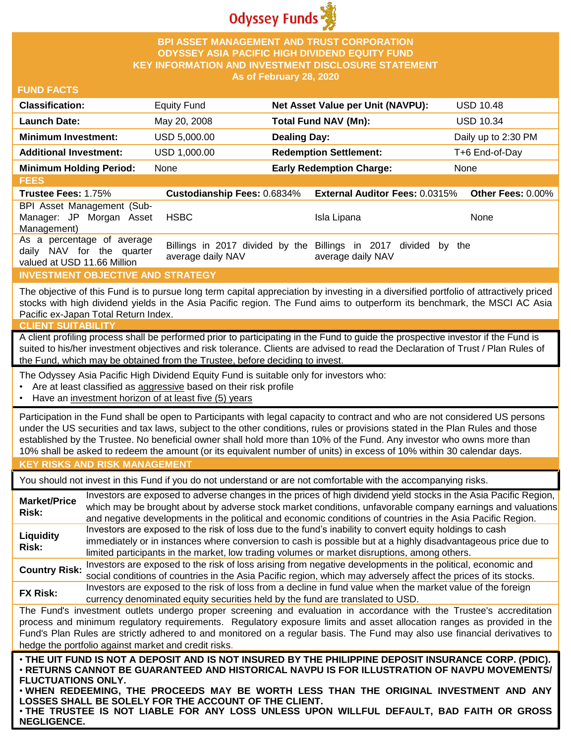Odyssey Funds

# BPI ASSET MANAGEMENT AND TRUST CORPORATION
# ODYSSEY ASIA PACIFIC HIGH DIVIDEND EQUITY FUND
## KEY INFORMATION AND INVESTMENT DISCLOSURE STATEMENT
### As of February 28, 2020

## FUND FACTS

| | | | |
|---|---|---|---|
| **Classification:** | Equity Fund | **Net Asset Value per Unit (NAVPU):** | USD 10.48 |
| **Launch Date:** | May 20, 2008 | **Total Fund NAV (Mn):** | USD 10.34 |
| **Minimum Investment:** | USD 5,000.00 | **Dealing Day:** | Daily up to 2:30 PM |
| **Additional Investment:** | USD 1,000.00 | **Redemption Settlement:** | T+6 End-of-Day |
| **Minimum Holding Period:** | None | **Early Redemption Charge:** | None |

## FEES

| **Trustee Fees:** 1.75% | **Custodianship Fees:** 0.6834% | **External Auditor Fees:** 0.0315% | **Other Fees:** 0.00% |
|---|---|---|---|
| BPI Asset Management (Sub-Manager: JP Morgan Asset Management) | HSBC | Isla Lipana | None |
| As a percentage of average daily NAV for the quarter valued at USD 11.66 Million | Billings in 2017 divided by the average daily NAV | Billings in 2017 divided by the average daily NAV | |

## INVESTMENT OBJECTIVE AND STRATEGY

The objective of this Fund is to pursue long term capital appreciation by investing in a diversified portfolio of attractively priced stocks with high dividend yields in the Asia Pacific region. The Fund aims to outperform its benchmark, the MSCI AC Asia Pacific ex-Japan Total Return Index.

## CLIENT SUITABILITY

A client profiling process shall be performed prior to participating in the Fund to guide the prospective investor if the Fund is suited to his/her investment objectives and risk tolerance. Clients are advised to read the Declaration of Trust / Plan Rules of the Fund, which may be obtained from the Trustee, before deciding to invest.

The Odyssey Asia Pacific High Dividend Equity Fund is suitable only for investors who:

- Are at least classified as aggressive based on their risk profile
- Have an investment horizon of at least five (5) years

Participation in the Fund shall be open to Participants with legal capacity to contract and who are not considered US persons under the US securities and tax laws, subject to the other conditions, rules or provisions stated in the Plan Rules and those established by the Trustee. No beneficial owner shall hold more than 10% of the Fund. Any investor who owns more than 10% shall be asked to redeem the amount (or its equivalent number of units) in excess of 10% within 30 calendar days.

## KEY RISKS AND RISK MANAGEMENT

You should not invest in this Fund if you do not understand or are not comfortable with the accompanying risks.

| | |
|---|---|
| **Market/Price Risk:** | Investors are exposed to adverse changes in the prices of high dividend yield stocks in the Asia Pacific Region, which may be brought about by adverse stock market conditions, unfavorable company earnings and valuations and negative developments in the political and economic conditions of countries in the Asia Pacific Region. |
| **Liquidity Risk:** | Investors are exposed to the risk of loss due to the fund's inability to convert equity holdings to cash immediately or in instances where conversion to cash is possible but at a highly disadvantageous price due to limited participants in the market, low trading volumes or market disruptions, among others. |
| **Country Risk:** | Investors are exposed to the risk of loss arising from negative developments in the political, economic and social conditions of countries in the Asia Pacific region, which may adversely affect the prices of its stocks. |
| **FX Risk:** | Investors are exposed to the risk of loss from a decline in fund value when the market value of the foreign currency denominated equity securities held by the fund are translated to USD. |

The Fund's investment outlets undergo proper screening and evaluation in accordance with the Trustee's accreditation process and minimum regulatory requirements. Regulatory exposure limits and asset allocation ranges as provided in the Fund's Plan Rules are strictly adhered to and monitored on a regular basis. The Fund may also use financial derivatives to hedge the portfolio against market and credit risks.

- **THE UIT FUND IS NOT A DEPOSIT AND IS NOT INSURED BY THE PHILIPPINE DEPOSIT INSURANCE CORP. (PDIC).**
- **RETURNS CANNOT BE GUARANTEED AND HISTORICAL NAVPU IS FOR ILLUSTRATION OF NAVPU MOVEMENTS/ FLUCTUATIONS ONLY.**
- **WHEN REDEEMING, THE PROCEEDS MAY BE WORTH LESS THAN THE ORIGINAL INVESTMENT AND ANY LOSSES SHALL BE SOLELY FOR THE ACCOUNT OF THE CLIENT.**
- **THE TRUSTEE IS NOT LIABLE FOR ANY LOSS UNLESS UPON WILLFUL DEFAULT, BAD FAITH OR GROSS NEGLIGENCE.**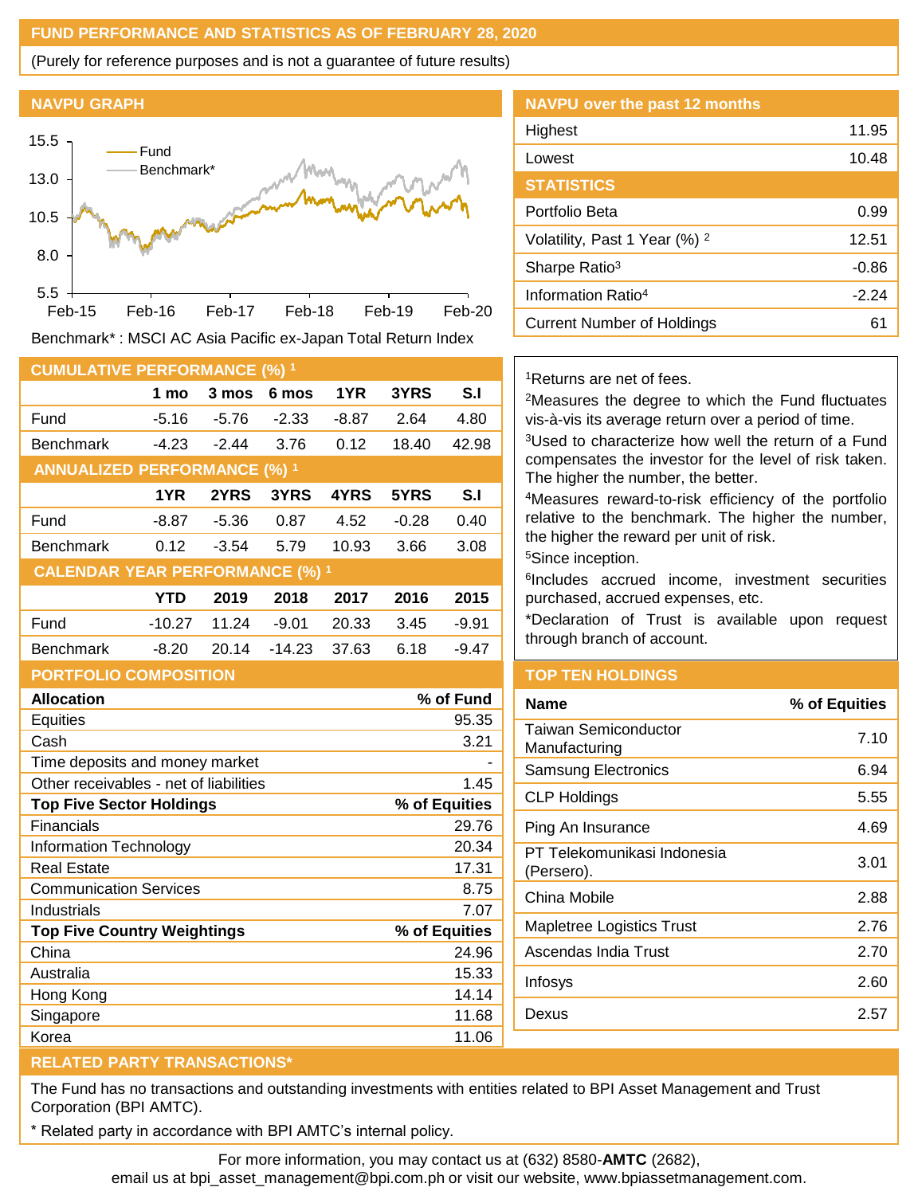## FUND PERFORMANCE AND STATISTICS AS OF FEBRUARY 28, 2020

(Purely for reference purposes and is not a guarantee of future results)

### NAVPU GRAPH

Benchmark* : MSCI AC Asia Pacific ex-Japan Total Return Index

### NAVPU over the past 12 months

| | |
|---|---|
| Highest | 11.95 |
| Lowest | 10.48 |

### STATISTICS

| | |
|---|---|
| Portfolio Beta | 0.99 |
| Volatility, Past 1 Year (%) [2] | 12.51 |
| Sharpe Ratio[3] | -0.86 |
| Information Ratio[4] | -2.24 |
| Current Number of Holdings | 61 |

### CUMULATIVE PERFORMANCE (%) [1]

| | 1 mo | 3 mos | 6 mos | 1YR | 3YRS | S.I |
|---|---|---|---|---|---|---|
| Fund | -5.16 | -5.76 | -2.33 | -8.87 | 2.64 | 4.80 |
| Benchmark | -4.23 | -2.44 | 3.76 | 0.12 | 18.40 | 42.98 |

### ANNUALIZED PERFORMANCE (%) [1]

| | 1YR | 2YRS | 3YRS | 4YRS | 5YRS | S.I |
|---|---|---|---|---|---|---|
| Fund | -8.87 | -5.36 | 0.87 | 4.52 | -0.28 | 0.40 |
| Benchmark | 0.12 | -3.54 | 5.79 | 10.93 | 3.66 | 3.08 |

### CALENDAR YEAR PERFORMANCE (%) [1]

| | YTD | 2019 | 2018 | 2017 | 2016 | 2015 |
|---|---|---|---|---|---|---|
| Fund | -10.27 | 11.24 | -9.01 | 20.33 | 3.45 | -9.91 |
| Benchmark | -8.20 | 20.14 | -14.23 | 37.63 | 6.18 | -9.47 |

[1]Returns are net of fees.

[2]Measures the degree to which the Fund fluctuates vis-à-vis its average return over a period of time.

[3]Used to characterize how well the return of a Fund compensates the investor for the level of risk taken. The higher the number, the better.

[4]Measures reward-to-risk efficiency of the portfolio relative to the benchmark. The higher the number, the higher the reward per unit of risk.

[5]Since inception.

[6]Includes accrued income, investment securities purchased, accrued expenses, etc.

*Declaration of Trust is available upon request through branch of account.

### PORTFOLIO COMPOSITION

| Allocation | % of Fund |
|---|---|
| Equities | 95.35 |
| Cash | 3.21 |
| Time deposits and money market | - |
| Other receivables - net of liabilities | 1.45 |
| **Top Five Sector Holdings** | **% of Equities** |
| Financials | 29.76 |
| Information Technology | 20.34 |
| Real Estate | 17.31 |
| Communication Services | 8.75 |
| Industrials | 7.07 |
| **Top Five Country Weightings** | **% of Equities** |
| China | 24.96 |
| Australia | 15.33 |
| Hong Kong | 14.14 |
| Singapore | 11.68 |
| Korea | 11.06 |

### TOP TEN HOLDINGS

| Name | % of Equities |
|---|---|
| Taiwan Semiconductor Manufacturing | 7.10 |
| Samsung Electronics | 6.94 |
| CLP Holdings | 5.55 |
| Ping An Insurance | 4.69 |
| PT Telekomunikasi Indonesia (Persero). | 3.01 |
| China Mobile | 2.88 |
| Mapletree Logistics Trust | 2.76 |
| Ascendas India Trust | 2.70 |
| Infosys | 2.60 |
| Dexus | 2.57 |

### RELATED PARTY TRANSACTIONS*

The Fund has no transactions and outstanding investments with entities related to BPI Asset Management and Trust Corporation (BPI AMTC).

* Related party in accordance with BPI AMTC's internal policy.

For more information, you may contact us at (632) 8580-**AMTC** (2682), email us at bpi_asset_management@bpi.com.ph or visit our website, www.bpiassetmanagement.com.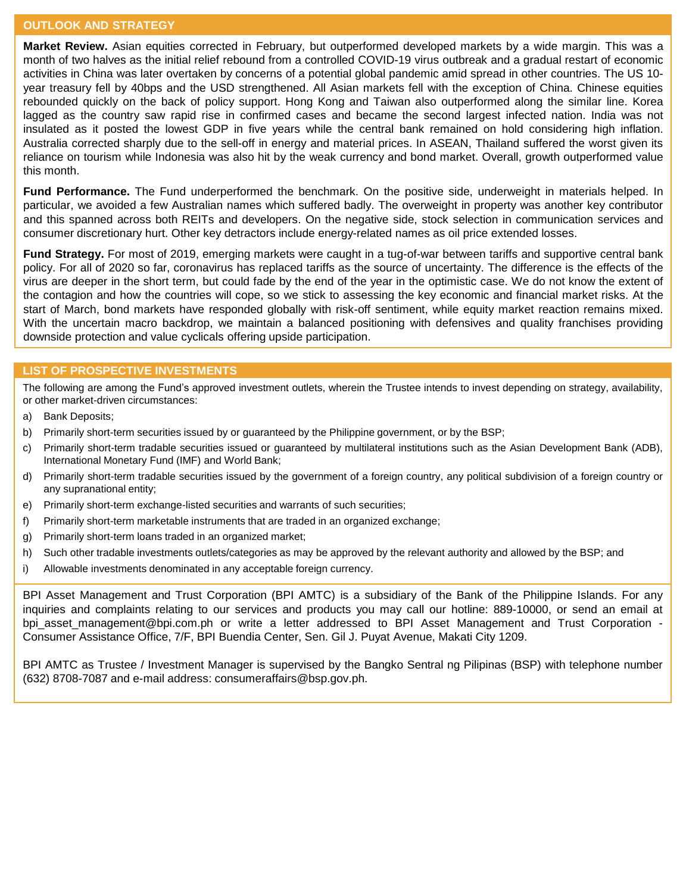## OUTLOOK AND STRATEGY

**Market Review.** Asian equities corrected in February, but outperformed developed markets by a wide margin. This was a month of two halves as the initial relief rebound from a controlled COVID-19 virus outbreak and a gradual restart of economic activities in China was later overtaken by concerns of a potential global pandemic amid spread in other countries. The US 10-year treasury fell by 40bps and the USD strengthened. All Asian markets fell with the exception of China. Chinese equities rebounded quickly on the back of policy support. Hong Kong and Taiwan also outperformed along the similar line. Korea lagged as the country saw rapid rise in confirmed cases and became the second largest infected nation. India was not insulated as it posted the lowest GDP in five years while the central bank remained on hold considering high inflation. Australia corrected sharply due to the sell-off in energy and material prices. In ASEAN, Thailand suffered the worst given its reliance on tourism while Indonesia was also hit by the weak currency and bond market. Overall, growth outperformed value this month.

**Fund Performance.** The Fund underperformed the benchmark. On the positive side, underweight in materials helped. In particular, we avoided a few Australian names which suffered badly. The overweight in property was another key contributor and this spanned across both REITs and developers. On the negative side, stock selection in communication services and consumer discretionary hurt. Other key detractors include energy-related names as oil price extended losses.

**Fund Strategy.** For most of 2019, emerging markets were caught in a tug-of-war between tariffs and supportive central bank policy. For all of 2020 so far, coronavirus has replaced tariffs as the source of uncertainty. The difference is the effects of the virus are deeper in the short term, but could fade by the end of the year in the optimistic case. We do not know the extent of the contagion and how the countries will cope, so we stick to assessing the key economic and financial market risks. At the start of March, bond markets have responded globally with risk-off sentiment, while equity market reaction remains mixed. With the uncertain macro backdrop, we maintain a balanced positioning with defensives and quality franchises providing downside protection and value cyclicals offering upside participation.

## LIST OF PROSPECTIVE INVESTMENTS

The following are among the Fund's approved investment outlets, wherein the Trustee intends to invest depending on strategy, availability, or other market-driven circumstances:

a) Bank Deposits;
b) Primarily short-term securities issued by or guaranteed by the Philippine government, or by the BSP;
c) Primarily short-term tradable securities issued or guaranteed by multilateral institutions such as the Asian Development Bank (ADB), International Monetary Fund (IMF) and World Bank;
d) Primarily short-term tradable securities issued by the government of a foreign country, any political subdivision of a foreign country or any supranational entity;
e) Primarily short-term exchange-listed securities and warrants of such securities;
f) Primarily short-term marketable instruments that are traded in an organized exchange;
g) Primarily short-term loans traded in an organized market;
h) Such other tradable investments outlets/categories as may be approved by the relevant authority and allowed by the BSP; and
i) Allowable investments denominated in any acceptable foreign currency.

BPI Asset Management and Trust Corporation (BPI AMTC) is a subsidiary of the Bank of the Philippine Islands. For any inquiries and complaints relating to our services and products you may call our hotline: 889-10000, or send an email at bpi_asset_management@bpi.com.ph or write a letter addressed to BPI Asset Management and Trust Corporation - Consumer Assistance Office, 7/F, BPI Buendia Center, Sen. Gil J. Puyat Avenue, Makati City 1209.

BPI AMTC as Trustee / Investment Manager is supervised by the Bangko Sentral ng Pilipinas (BSP) with telephone number (632) 8708-7087 and e-mail address: consumeraffairs@bsp.gov.ph.